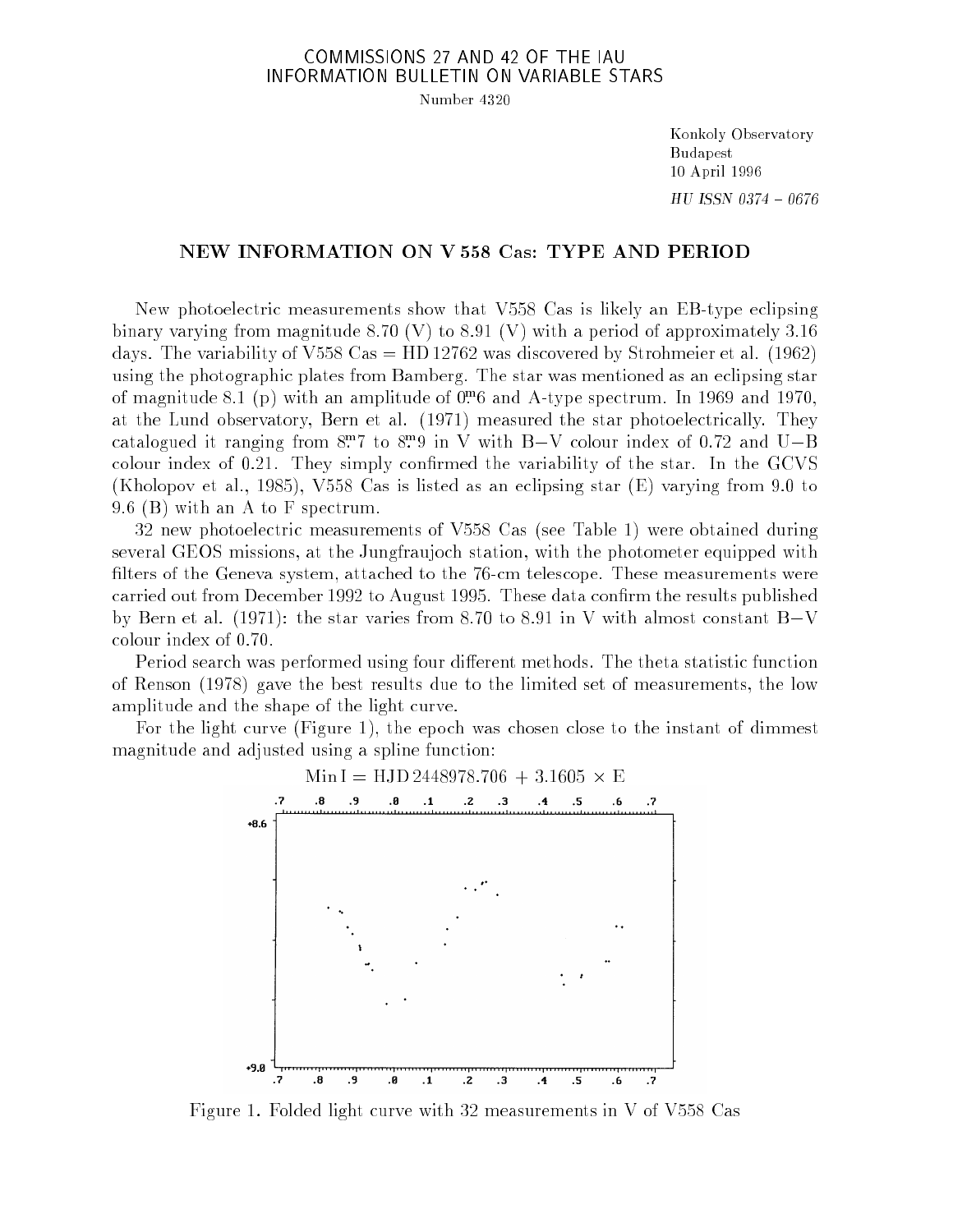COMMISSIONS 27 AND 42 OF THE IAU
INFORMATION BULLETIN ON VARIABLE STARS

Number 4320

Konkoly Observatory
Budapest
10 April 1996

*HU ISSN 0374 – 0676*

## NEW INFORMATION ON V 558 Cas: TYPE AND PERIOD

New photoelectric measurements show that V558 Cas is likely an EB-type eclipsing binary varying from magnitude 8.70 (V) to 8.91 (V) with a period of approximately 3.16 days. The variability of V558 Cas = HD 12762 was discovered by Strohmeier et al. (1962) using the photographic plates from Bamberg. The star was mentioned as an eclipsing star of magnitude 8.1 (p) with an amplitude of $0\overset{m}{.}6$ and A-type spectrum. In 1969 and 1970, at the Lund observatory, Bern et al. (1971) measured the star photoelectrically. They catalogued it ranging from $8\overset{m}{.}7$ to $8\overset{m}{.}9$ in V with B−V colour index of 0.72 and U−B colour index of 0.21. They simply confirmed the variability of the star. In the GCVS (Kholopov et al., 1985), V558 Cas is listed as an eclipsing star (E) varying from 9.0 to 9.6 (B) with an A to F spectrum.

32 new photoelectric measurements of V558 Cas (see Table 1) were obtained during several GEOS missions, at the Jungfraujoch station, with the photometer equipped with filters of the Geneva system, attached to the 76-cm telescope. These measurements were carried out from December 1992 to August 1995. These data confirm the results published by Bern et al. (1971): the star varies from 8.70 to 8.91 in V with almost constant B−V colour index of 0.70.

Period search was performed using four different methods. The theta statistic function of Renson (1978) gave the best results due to the limited set of measurements, the low amplitude and the shape of the light curve.

For the light curve (Figure 1), the epoch was chosen close to the instant of dimmest magnitude and adjusted using a spline function:

$$\text{Min I} = \text{HJD}\,2448978.706 + 3.1605 \times \text{E}$$

Figure 1. Folded light curve with 32 measurements in V of V558 Cas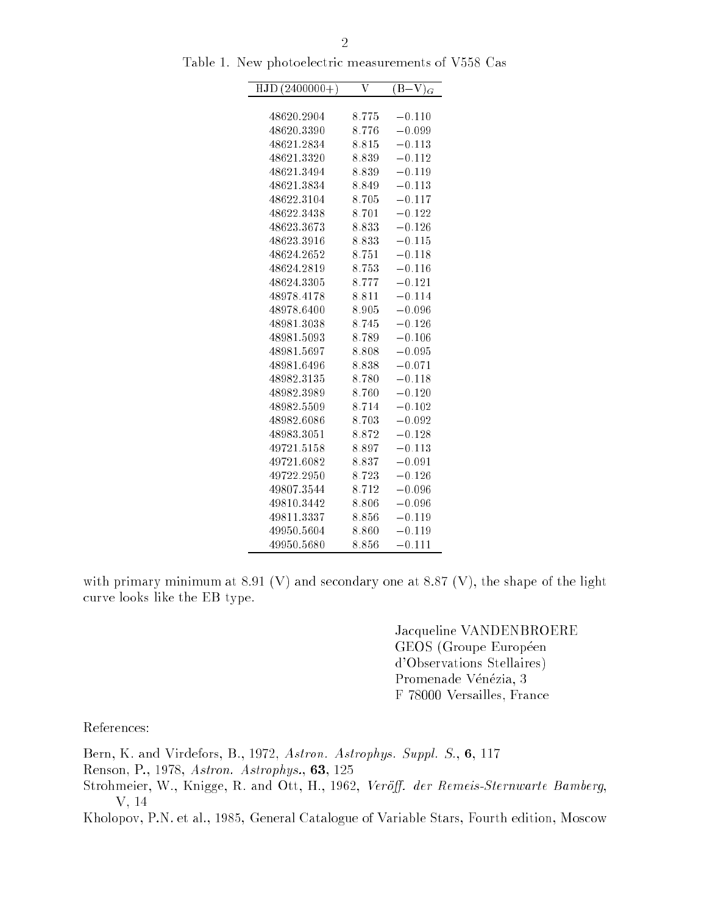Table 1. New photoelectric measurements of V558 Cas

| HJD (2400000+) | V | $(B-V)_G$ |
|---|---|---|
| 48620.2904 | 8.775 | −0.110 |
| 48620.3390 | 8.776 | −0.099 |
| 48621.2834 | 8.815 | −0.113 |
| 48621.3320 | 8.839 | −0.112 |
| 48621.3494 | 8.839 | −0.119 |
| 48621.3834 | 8.849 | −0.113 |
| 48622.3104 | 8.705 | −0.117 |
| 48622.3438 | 8.701 | −0.122 |
| 48623.3673 | 8.833 | −0.126 |
| 48623.3916 | 8.833 | −0.115 |
| 48624.2652 | 8.751 | −0.118 |
| 48624.2819 | 8.753 | −0.116 |
| 48624.3305 | 8.777 | −0.121 |
| 48978.4178 | 8.811 | −0.114 |
| 48978.6400 | 8.905 | −0.096 |
| 48981.3038 | 8.745 | −0.126 |
| 48981.5093 | 8.789 | −0.106 |
| 48981.5697 | 8.808 | −0.095 |
| 48981.6496 | 8.838 | −0.071 |
| 48982.3135 | 8.780 | −0.118 |
| 48982.3989 | 8.760 | −0.120 |
| 48982.5509 | 8.714 | −0.102 |
| 48982.6086 | 8.703 | −0.092 |
| 48983.3051 | 8.872 | −0.128 |
| 49721.5158 | 8.897 | −0.113 |
| 49721.6082 | 8.837 | −0.091 |
| 49722.2950 | 8.723 | −0.126 |
| 49807.3544 | 8.712 | −0.096 |
| 49810.3442 | 8.806 | −0.096 |
| 49811.3337 | 8.856 | −0.119 |
| 49950.5604 | 8.860 | −0.119 |
| 49950.5680 | 8.856 | −0.111 |

with primary minimum at 8.91 (V) and secondary one at 8.87 (V), the shape of the light curve looks like the EB type.

Jacqueline VANDENBROERE
GEOS (Groupe Européen d'Observations Stellaires)
Promenade Vénézia, 3
F 78000 Versailles, France

References:

Bern, K. and Virdefors, B., 1972, *Astron. Astrophys. Suppl. S.*, **6**, 117

Renson, P., 1978, *Astron. Astrophys.*, **63**, 125

Strohmeier, W., Knigge, R. and Ott, H., 1962, *Veröff. der Remeis-Sternwarte Bamberg*, V, 14

Kholopov, P.N. et al., 1985, General Catalogue of Variable Stars, Fourth edition, Moscow